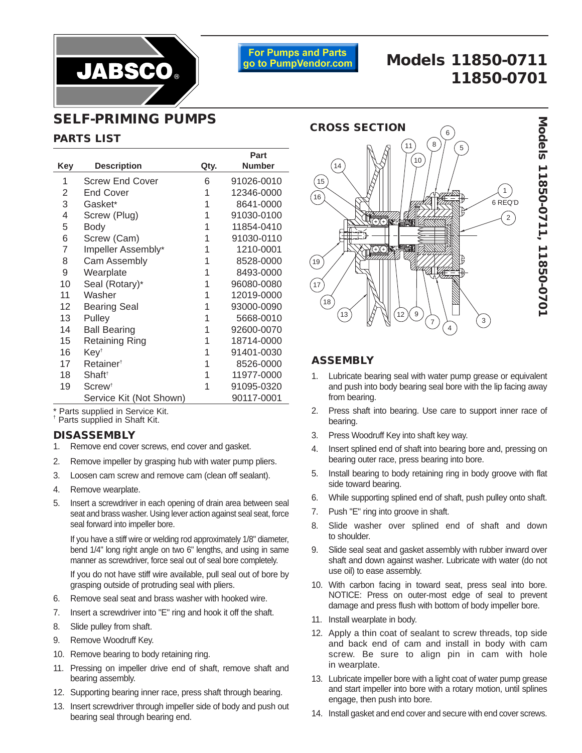JABSCO

For Pumps and Parts go to PumpVendor.com

# Models 11850-0711 11850-0701

## SELF-PRIMING PUMPS

### PARTS LIST

| Key | Description | Qty. | Part Number |
|---|---|---|---|
| 1 | Screw End Cover | 6 | 91026-0010 |
| 2 | End Cover | 1 | 12346-0000 |
| 3 | Gasket* | 1 | 8641-0000 |
| 4 | Screw (Plug) | 1 | 91030-0100 |
| 5 | Body | 1 | 11854-0410 |
| 6 | Screw (Cam) | 1 | 91030-0110 |
| 7 | Impeller Assembly* | 1 | 1210-0001 |
| 8 | Cam Assembly | 1 | 8528-0000 |
| 9 | Wearplate | 1 | 8493-0000 |
| 10 | Seal (Rotary)* | 1 | 96080-0080 |
| 11 | Washer | 1 | 12019-0000 |
| 12 | Bearing Seal | 1 | 93000-0090 |
| 13 | Pulley | 1 | 5668-0010 |
| 14 | Ball Bearing | 1 | 92600-0070 |
| 15 | Retaining Ring | 1 | 18714-0000 |
| 16 | Key† | 1 | 91401-0030 |
| 17 | Retainer† | 1 | 8526-0000 |
| 18 | Shaft† | 1 | 11977-0000 |
| 19 | Screw† | 1 | 91095-0320 |
| | Service Kit (Not Shown) | | 90117-0001 |

\* Parts supplied in Service Kit.
† Parts supplied in Shaft Kit.

### DISASSEMBLY

1. Remove end cover screws, end cover and gasket.
2. Remove impeller by grasping hub with water pump pliers.
3. Loosen cam screw and remove cam (clean off sealant).
4. Remove wearplate.
5. Insert a screwdriver in each opening of drain area between seal seat and brass washer. Using lever action against seal seat, force seal forward into impeller bore.

   If you have a stiff wire or welding rod approximately 1/8" diameter, bend 1/4" long right angle on two 6" lengths, and using in same manner as screwdriver, force seal out of seal bore completely.

   If you do not have stiff wire available, pull seal out of bore by grasping outside of protruding seal with pliers.
6. Remove seal seat and brass washer with hooked wire.
7. Insert a screwdriver into "E" ring and hook it off the shaft.
8. Slide pulley from shaft.
9. Remove Woodruff Key.
10. Remove bearing to body retaining ring.
11. Pressing on impeller drive end of shaft, remove shaft and bearing assembly.
12. Supporting bearing inner race, press shaft through bearing.
13. Insert screwdriver through impeller side of body and push out bearing seal through bearing end.

### CROSS SECTION

1 — 6 REQ'D

### ASSEMBLY

1. Lubricate bearing seal with water pump grease or equivalent and push into body bearing seal bore with the lip facing away from bearing.
2. Press shaft into bearing. Use care to support inner race of bearing.
3. Press Woodruff Key into shaft key way.
4. Insert splined end of shaft into bearing bore and, pressing on bearing outer race, press bearing into bore.
5. Install bearing to body retaining ring in body groove with flat side toward bearing.
6. While supporting splined end of shaft, push pulley onto shaft.
7. Push "E" ring into groove in shaft.
8. Slide washer over splined end of shaft and down to shoulder.
9. Slide seal seat and gasket assembly with rubber inward over shaft and down against washer. Lubricate with water (do not use oil) to ease assembly.
10. With carbon facing in toward seat, press seal into bore. NOTICE: Press on outer-most edge of seal to prevent damage and press flush with bottom of body impeller bore.
11. Install wearplate in body.
12. Apply a thin coat of sealant to screw threads, top side and back end of cam and install in body with cam screw. Be sure to align pin in cam with hole in wearplate.
13. Lubricate impeller bore with a light coat of water pump grease and start impeller into bore with a rotary motion, until splines engage, then push into bore.
14. Install gasket and end cover and secure with end cover screws.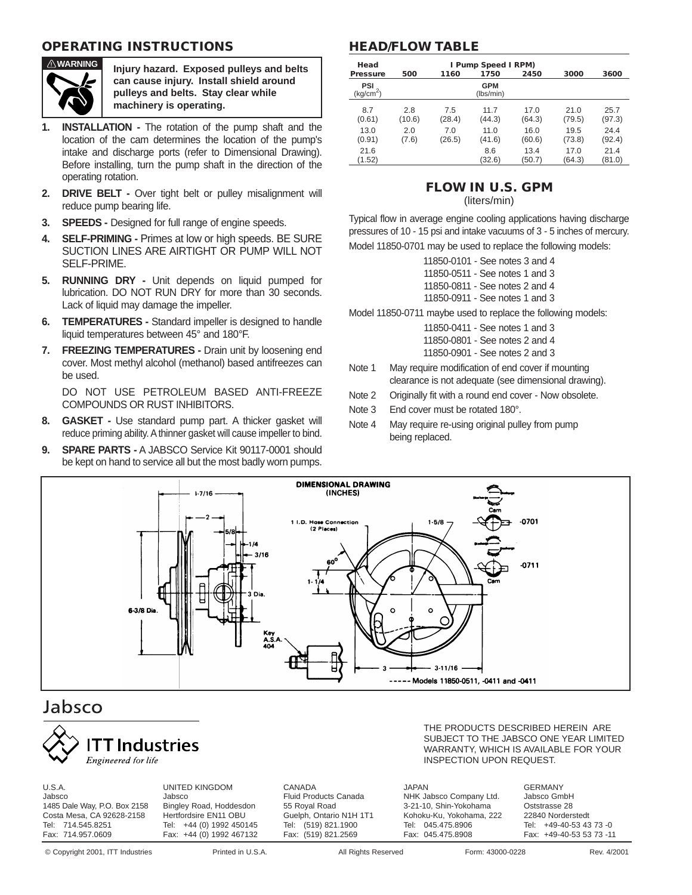## OPERATING INSTRUCTIONS

⚠WARNING

**Injury hazard. Exposed pulleys and belts can cause injury. Install shield around pulleys and belts. Stay clear while machinery is operating.**

1. **INSTALLATION -** The rotation of the pump shaft and the location of the cam determines the location of the pump's intake and discharge ports (refer to Dimensional Drawing). Before installing, turn the pump shaft in the direction of the operating rotation.
2. **DRIVE BELT -** Over tight belt or pulley misalignment will reduce pump bearing life.
3. **SPEEDS -** Designed for full range of engine speeds.
4. **SELF-PRIMING -** Primes at low or high speeds. BE SURE SUCTION LINES ARE AIRTIGHT OR PUMP WILL NOT SELF-PRIME.
5. **RUNNING DRY -** Unit depends on liquid pumped for lubrication. DO NOT RUN DRY for more than 30 seconds. Lack of liquid may damage the impeller.
6. **TEMPERATURES -** Standard impeller is designed to handle liquid temperatures between 45° and 180°F.
7. **FREEZING TEMPERATURES -** Drain unit by loosening end cover. Most methyl alcohol (methanol) based antifreezes can be used.

   DO NOT USE PETROLEUM BASED ANTI-FREEZE COMPOUNDS OR RUST INHIBITORS.
8. **GASKET -** Use standard pump part. A thicker gasket will reduce priming ability. A thinner gasket will cause impeller to bind.
9. **SPARE PARTS -** A JABSCO Service Kit 90117-0001 should be kept on hand to service all but the most badly worn pumps.

## HEAD/FLOW TABLE

| Head Pressure | I Pump Speed I RPM) | | | | | |
|---|---|---|---|---|---|---|
| | 500 | 1160 | 1750 | 2450 | 3000 | 3600 |
| PSI (kg/cm$^2$) | GPM (lbs/min) | | | | | |
| 8.7 (0.61) | 2.8 (10.6) | 7.5 (28.4) | 11.7 (44.3) | 17.0 (64.3) | 21.0 (79.5) | 25.7 (97.3) |
| 13.0 (0.91) | 2.0 (7.6) | 7.0 (26.5) | 11.0 (41.6) | 16.0 (60.6) | 19.5 (73.8) | 24.4 (92.4) |
| 21.6 (1.52) | | | 8.6 (32.6) | 13.4 (50.7) | 17.0 (64.3) | 21.4 (81.0) |

### FLOW IN U.S. GPM
(liters/min)

Typical flow in average engine cooling applications having discharge pressures of 10 - 15 psi and intake vacuums of 3 - 5 inches of mercury.

Model 11850-0701 may be used to replace the following models:

11850-0101 - See notes 3 and 4
11850-0511 - See notes 1 and 3
11850-0811 - See notes 2 and 4
11850-0911 - See notes 1 and 3

Model 11850-0711 maybe used to replace the following models:

11850-0411 - See notes 1 and 3
11850-0801 - See notes 2 and 4
11850-0901 - See notes 2 and 3

Note 1 May require modification of end cover if mounting clearance is not adequate (see dimensional drawing).

Note 2 Originally fit with a round end cover - Now obsolete.

Note 3 End cover must be rotated 180°.

Note 4 May require re-using original pulley from pump being replaced.

DIMENSIONAL DRAWING
(INCHES)

1-7/16
2
5/8
1/4
3/16
3 Dia.
6-3/8 Dia.
Key A.S.A. 404
1 I.D. Hose Connection (2 Places)
1-5/8
60°
1- 1/4
3
3-11/16
Discharge
Cam
-0701
-0711
----- Models 11850-0511, -0411 and -0411

Jabsco

ITT Industries
*Engineered for life*

THE PRODUCTS DESCRIBED HEREIN ARE SUBJECT TO THE JABSCO ONE YEAR LIMITED WARRANTY, WHICH IS AVAILABLE FOR YOUR INSPECTION UPON REQUEST.

U.S.A.
Jabsco
1485 Dale Way, P.O. Box 2158
Costa Mesa, CA 92628-2158
Tel: 714.545.8251
Fax: 714.957.0609

UNITED KINGDOM
Jabsco
Bingley Road, Hoddesdon
Hertfordsire EN11 OBU
Tel: +44 (0) 1992 450145
Fax: +44 (0) 1992 467132

CANADA
Fluid Products Canada
55 Royal Road
Guelph, Ontario N1H 1T1
Tel: (519) 821.1900
Fax: (519) 821.2569

JAPAN
NHK Jabsco Company Ltd.
3-21-10, Shin-Yokohama
Kohoku-Ku, Yokohama, 222
Tel: 045.475.8906
Fax: 045.475.8908

GERMANY
Jabsco GmbH
Oststrasse 28
22840 Norderstedt
Tel: +49-40-53 43 73 -0
Fax: +49-40-53 53 73 -11

© Copyright 2001, ITT Industries Printed in U.S.A. All Rights Reserved Form: 43000-0228 Rev. 4/2001